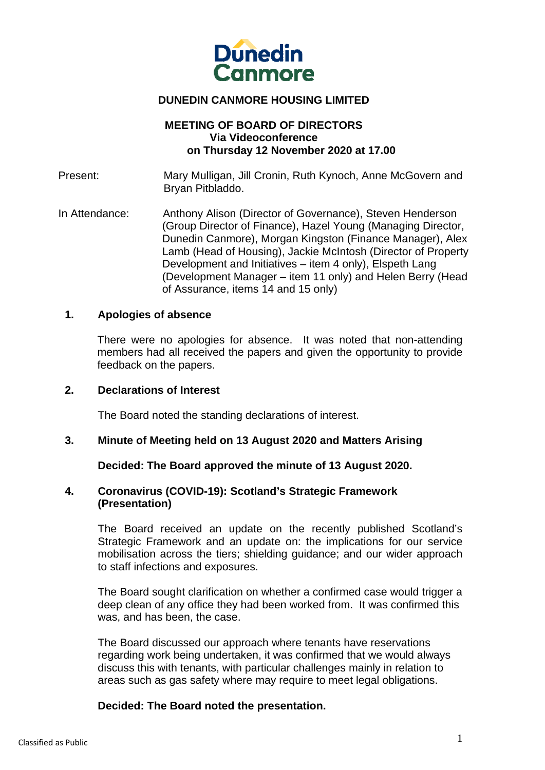# DUNEDIN CANMORE HOUSING LIMITED

## MEETING OF BOARD OF DIRECTORS
**Via Videoconference**
**on Thursday 12 November 2020 at 17.00**

Present: Mary Mulligan, Jill Cronin, Ruth Kynoch, Anne McGovern and Bryan Pitbladdo.

In Attendance: Anthony Alison (Director of Governance), Steven Henderson (Group Director of Finance), Hazel Young (Managing Director, Dunedin Canmore), Morgan Kingston (Finance Manager), Alex Lamb (Head of Housing), Jackie McIntosh (Director of Property Development and Initiatives – item 4 only), Elspeth Lang (Development Manager – item 11 only) and Helen Berry (Head of Assurance, items 14 and 15 only)

### 1. Apologies of absence

There were no apologies for absence. It was noted that non-attending members had all received the papers and given the opportunity to provide feedback on the papers.

### 2. Declarations of Interest

The Board noted the standing declarations of interest.

### 3. Minute of Meeting held on 13 August 2020 and Matters Arising

**Decided: The Board approved the minute of 13 August 2020.**

### 4. Coronavirus (COVID-19): Scotland's Strategic Framework (Presentation)

The Board received an update on the recently published Scotland's Strategic Framework and an update on: the implications for our service mobilisation across the tiers; shielding guidance; and our wider approach to staff infections and exposures.

The Board sought clarification on whether a confirmed case would trigger a deep clean of any office they had been worked from. It was confirmed this was, and has been, the case.

The Board discussed our approach where tenants have reservations regarding work being undertaken, it was confirmed that we would always discuss this with tenants, with particular challenges mainly in relation to areas such as gas safety where may require to meet legal obligations.

**Decided: The Board noted the presentation.**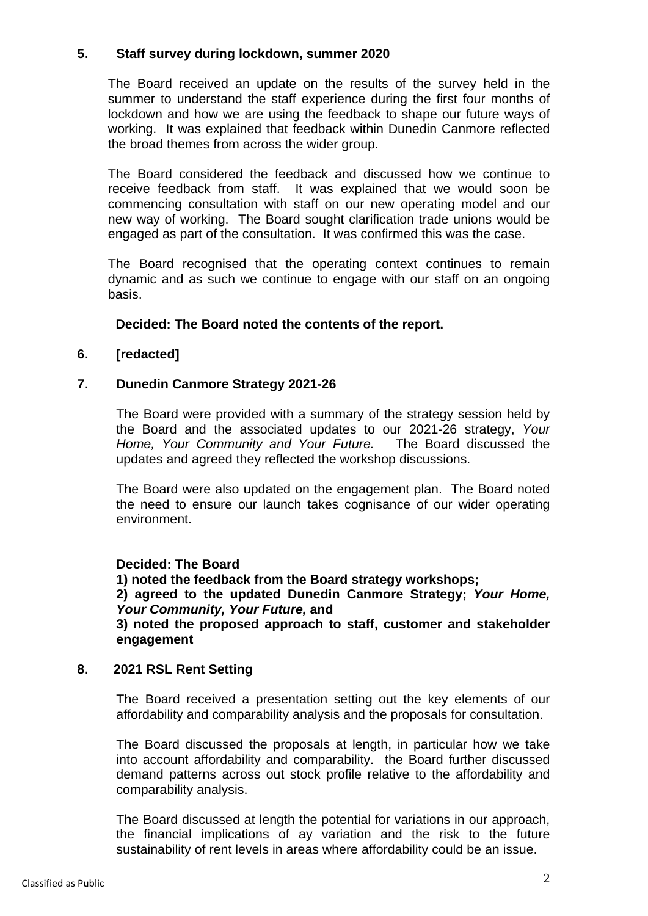## 5. Staff survey during lockdown, summer 2020

The Board received an update on the results of the survey held in the summer to understand the staff experience during the first four months of lockdown and how we are using the feedback to shape our future ways of working. It was explained that feedback within Dunedin Canmore reflected the broad themes from across the wider group.

The Board considered the feedback and discussed how we continue to receive feedback from staff. It was explained that we would soon be commencing consultation with staff on our new operating model and our new way of working. The Board sought clarification trade unions would be engaged as part of the consultation. It was confirmed this was the case.

The Board recognised that the operating context continues to remain dynamic and as such we continue to engage with our staff on an ongoing basis.

**Decided: The Board noted the contents of the report.**

## 6. [redacted]

## 7. Dunedin Canmore Strategy 2021-26

The Board were provided with a summary of the strategy session held by the Board and the associated updates to our 2021-26 strategy, *Your Home, Your Community and Your Future.* The Board discussed the updates and agreed they reflected the workshop discussions.

The Board were also updated on the engagement plan. The Board noted the need to ensure our launch takes cognisance of our wider operating environment.

**Decided: The Board**
**1) noted the feedback from the Board strategy workshops;**
**2) agreed to the updated Dunedin Canmore Strategy; *Your Home, Your Community, Your Future,* and**
**3) noted the proposed approach to staff, customer and stakeholder engagement**

## 8. 2021 RSL Rent Setting

The Board received a presentation setting out the key elements of our affordability and comparability analysis and the proposals for consultation.

The Board discussed the proposals at length, in particular how we take into account affordability and comparability. the Board further discussed demand patterns across out stock profile relative to the affordability and comparability analysis.

The Board discussed at length the potential for variations in our approach, the financial implications of ay variation and the risk to the future sustainability of rent levels in areas where affordability could be an issue.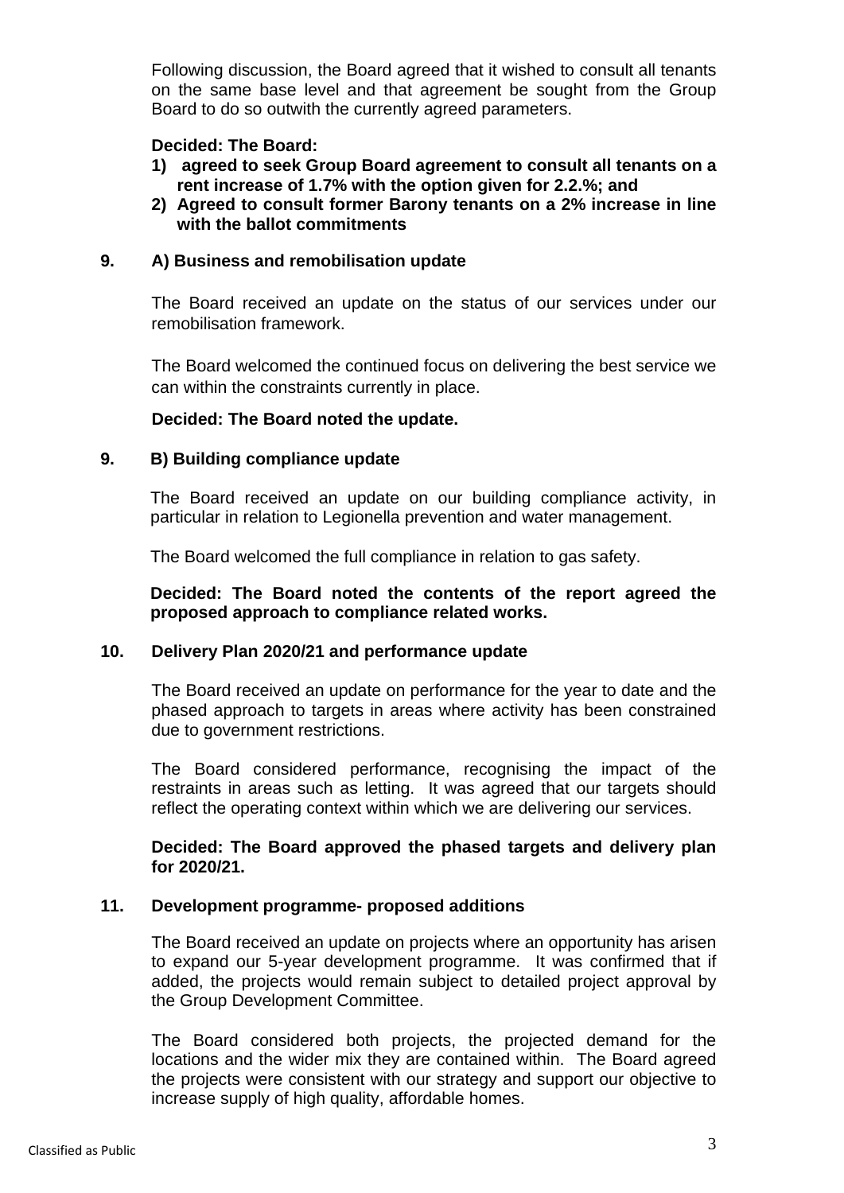Following discussion, the Board agreed that it wished to consult all tenants on the same base level and that agreement be sought from the Group Board to do so outwith the currently agreed parameters.

**Decided: The Board:**

1) **agreed to seek Group Board agreement to consult all tenants on a rent increase of 1.7% with the option given for 2.2.%; and**
2) **Agreed to consult former Barony tenants on a 2% increase in line with the ballot commitments**

## 9. A) Business and remobilisation update

The Board received an update on the status of our services under our remobilisation framework.

The Board welcomed the continued focus on delivering the best service we can within the constraints currently in place.

**Decided: The Board noted the update.**

## 9. B) Building compliance update

The Board received an update on our building compliance activity, in particular in relation to Legionella prevention and water management.

The Board welcomed the full compliance in relation to gas safety.

**Decided: The Board noted the contents of the report agreed the proposed approach to compliance related works.**

## 10. Delivery Plan 2020/21 and performance update

The Board received an update on performance for the year to date and the phased approach to targets in areas where activity has been constrained due to government restrictions.

The Board considered performance, recognising the impact of the restraints in areas such as letting. It was agreed that our targets should reflect the operating context within which we are delivering our services.

**Decided: The Board approved the phased targets and delivery plan for 2020/21.**

## 11. Development programme- proposed additions

The Board received an update on projects where an opportunity has arisen to expand our 5-year development programme. It was confirmed that if added, the projects would remain subject to detailed project approval by the Group Development Committee.

The Board considered both projects, the projected demand for the locations and the wider mix they are contained within. The Board agreed the projects were consistent with our strategy and support our objective to increase supply of high quality, affordable homes.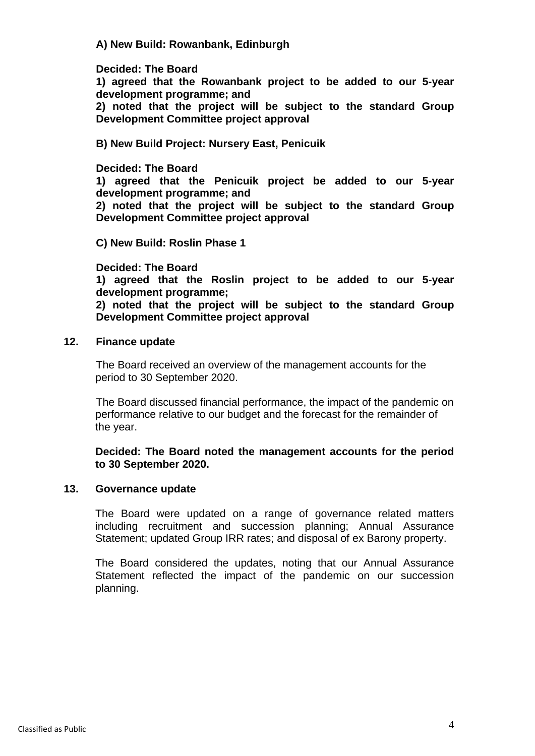**A) New Build: Rowanbank, Edinburgh**

**Decided: The Board**
**1) agreed that the Rowanbank project to be added to our 5-year development programme; and**
**2) noted that the project will be subject to the standard Group Development Committee project approval**

**B) New Build Project: Nursery East, Penicuik**

**Decided: The Board**
**1) agreed that the Penicuik project be added to our 5-year development programme; and**
**2) noted that the project will be subject to the standard Group Development Committee project approval**

**C) New Build: Roslin Phase 1**

**Decided: The Board**
**1) agreed that the Roslin project to be added to our 5-year development programme;**
**2) noted that the project will be subject to the standard Group Development Committee project approval**

## 12. Finance update

The Board received an overview of the management accounts for the period to 30 September 2020.

The Board discussed financial performance, the impact of the pandemic on performance relative to our budget and the forecast for the remainder of the year.

**Decided: The Board noted the management accounts for the period to 30 September 2020.**

## 13. Governance update

The Board were updated on a range of governance related matters including recruitment and succession planning; Annual Assurance Statement; updated Group IRR rates; and disposal of ex Barony property.

The Board considered the updates, noting that our Annual Assurance Statement reflected the impact of the pandemic on our succession planning.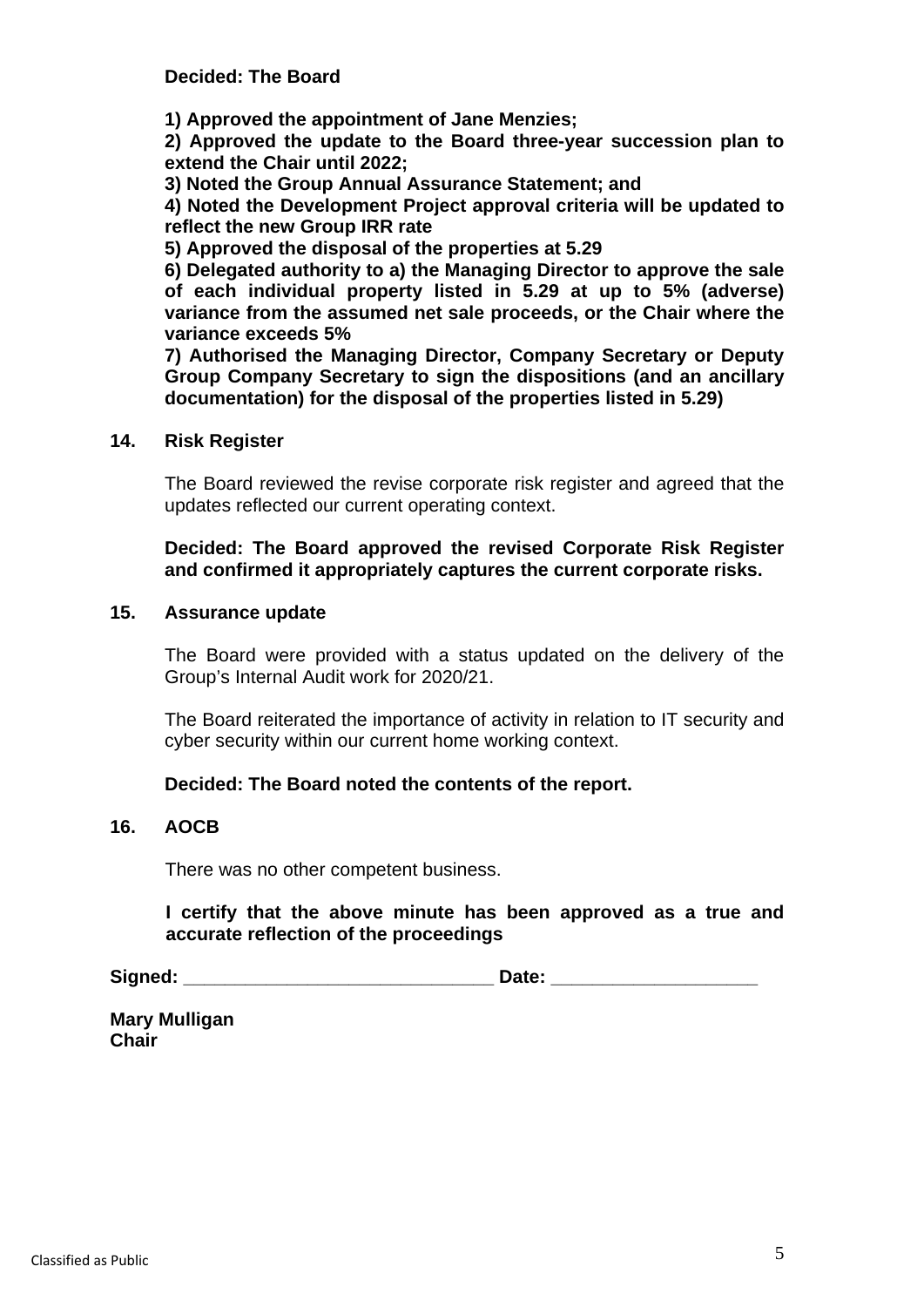**Decided: The Board**

**1) Approved the appointment of Jane Menzies;**
**2) Approved the update to the Board three-year succession plan to extend the Chair until 2022;**
**3) Noted the Group Annual Assurance Statement; and**
**4) Noted the Development Project approval criteria will be updated to reflect the new Group IRR rate**
**5) Approved the disposal of the properties at 5.29**
**6) Delegated authority to a) the Managing Director to approve the sale of each individual property listed in 5.29 at up to 5% (adverse) variance from the assumed net sale proceeds, or the Chair where the variance exceeds 5%**
**7) Authorised the Managing Director, Company Secretary or Deputy Group Company Secretary to sign the dispositions (and an ancillary documentation) for the disposal of the properties listed in 5.29)**

**14. Risk Register**

The Board reviewed the revise corporate risk register and agreed that the updates reflected our current operating context.

**Decided: The Board approved the revised Corporate Risk Register and confirmed it appropriately captures the current corporate risks.**

**15. Assurance update**

The Board were provided with a status updated on the delivery of the Group's Internal Audit work for 2020/21.

The Board reiterated the importance of activity in relation to IT security and cyber security within our current home working context.

**Decided: The Board noted the contents of the report.**

**16. AOCB**

There was no other competent business.

**I certify that the above minute has been approved as a true and accurate reflection of the proceedings**

**Signed: _____________________________ Date: ___________________**

**Mary Mulligan**
**Chair**